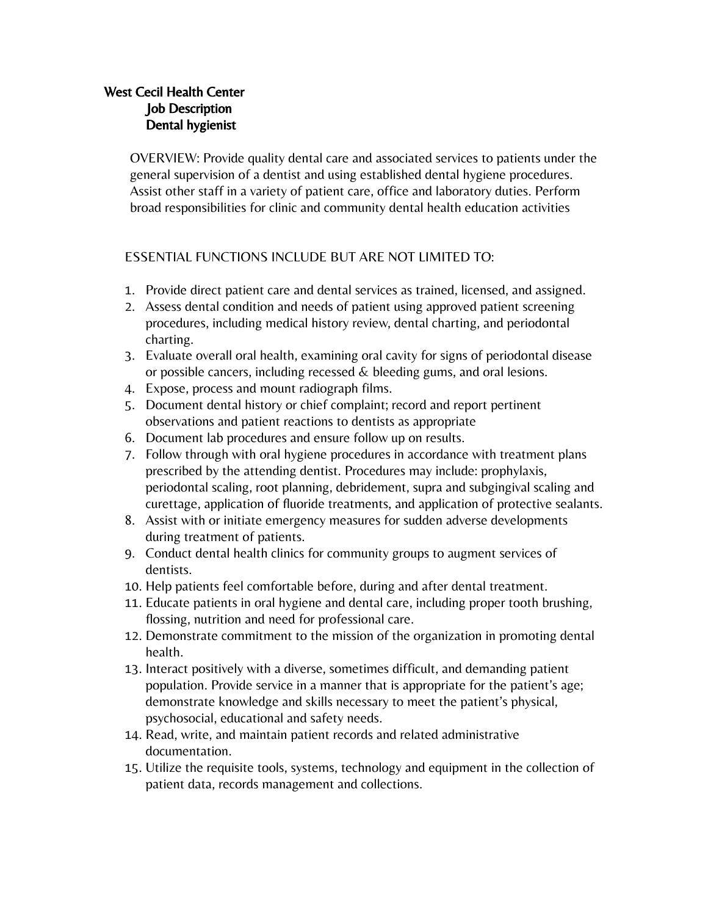**West Cecil Health Center**
**Job Description**
**Dental hygienist**

OVERVIEW: Provide quality dental care and associated services to patients under the general supervision of a dentist and using established dental hygiene procedures. Assist other staff in a variety of patient care, office and laboratory duties. Perform broad responsibilities for clinic and community dental health education activities

ESSENTIAL FUNCTIONS INCLUDE BUT ARE NOT LIMITED TO:

1. Provide direct patient care and dental services as trained, licensed, and assigned.
2. Assess dental condition and needs of patient using approved patient screening procedures, including medical history review, dental charting, and periodontal charting.
3. Evaluate overall oral health, examining oral cavity for signs of periodontal disease or possible cancers, including recessed & bleeding gums, and oral lesions.
4. Expose, process and mount radiograph films.
5. Document dental history or chief complaint; record and report pertinent observations and patient reactions to dentists as appropriate
6. Document lab procedures and ensure follow up on results.
7. Follow through with oral hygiene procedures in accordance with treatment plans prescribed by the attending dentist. Procedures may include: prophylaxis, periodontal scaling, root planning, debridement, supra and subgingival scaling and curettage, application of fluoride treatments, and application of protective sealants.
8. Assist with or initiate emergency measures for sudden adverse developments during treatment of patients.
9. Conduct dental health clinics for community groups to augment services of dentists.
10. Help patients feel comfortable before, during and after dental treatment.
11. Educate patients in oral hygiene and dental care, including proper tooth brushing, flossing, nutrition and need for professional care.
12. Demonstrate commitment to the mission of the organization in promoting dental health.
13. Interact positively with a diverse, sometimes difficult, and demanding patient population. Provide service in a manner that is appropriate for the patient's age; demonstrate knowledge and skills necessary to meet the patient's physical, psychosocial, educational and safety needs.
14. Read, write, and maintain patient records and related administrative documentation.
15. Utilize the requisite tools, systems, technology and equipment in the collection of patient data, records management and collections.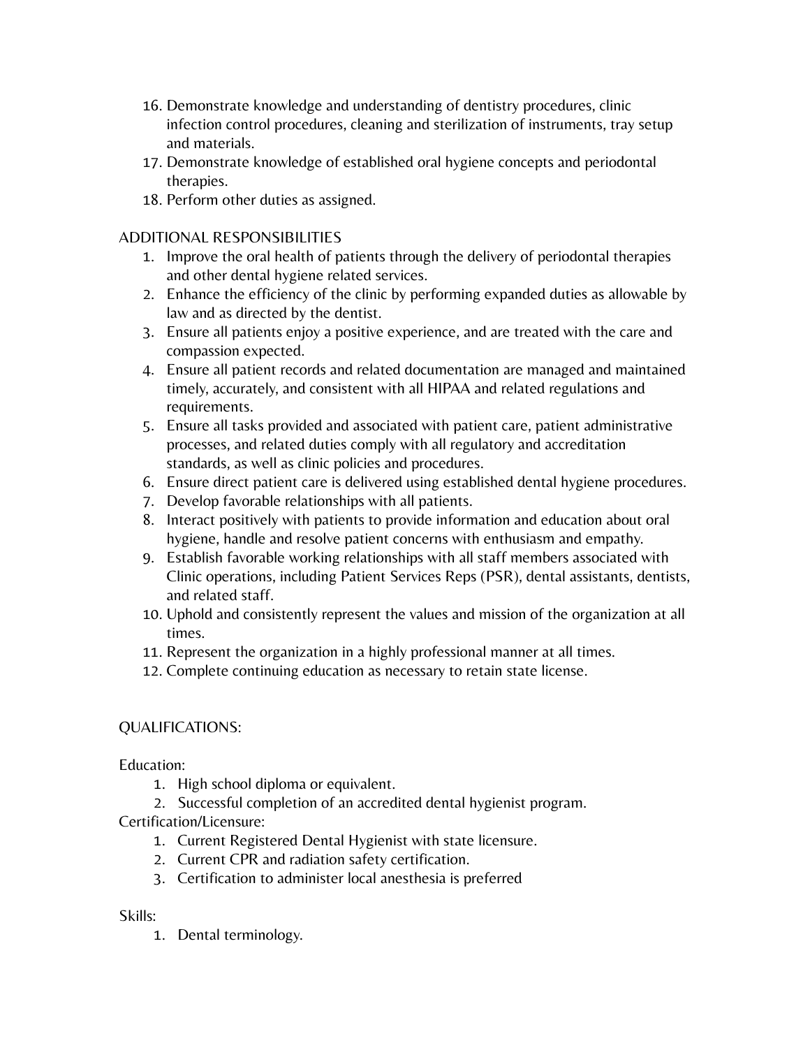16. Demonstrate knowledge and understanding of dentistry procedures, clinic infection control procedures, cleaning and sterilization of instruments, tray setup and materials.
17. Demonstrate knowledge of established oral hygiene concepts and periodontal therapies.
18. Perform other duties as assigned.

ADDITIONAL RESPONSIBILITIES

1. Improve the oral health of patients through the delivery of periodontal therapies and other dental hygiene related services.
2. Enhance the efficiency of the clinic by performing expanded duties as allowable by law and as directed by the dentist.
3. Ensure all patients enjoy a positive experience, and are treated with the care and compassion expected.
4. Ensure all patient records and related documentation are managed and maintained timely, accurately, and consistent with all HIPAA and related regulations and requirements.
5. Ensure all tasks provided and associated with patient care, patient administrative processes, and related duties comply with all regulatory and accreditation standards, as well as clinic policies and procedures.
6. Ensure direct patient care is delivered using established dental hygiene procedures.
7. Develop favorable relationships with all patients.
8. Interact positively with patients to provide information and education about oral hygiene, handle and resolve patient concerns with enthusiasm and empathy.
9. Establish favorable working relationships with all staff members associated with Clinic operations, including Patient Services Reps (PSR), dental assistants, dentists, and related staff.
10. Uphold and consistently represent the values and mission of the organization at all times.
11. Represent the organization in a highly professional manner at all times.
12. Complete continuing education as necessary to retain state license.

QUALIFICATIONS:

Education:

1. High school diploma or equivalent.
2. Successful completion of an accredited dental hygienist program.

Certification/Licensure:

1. Current Registered Dental Hygienist with state licensure.
2. Current CPR and radiation safety certification.
3. Certification to administer local anesthesia is preferred

Skills:

1. Dental terminology.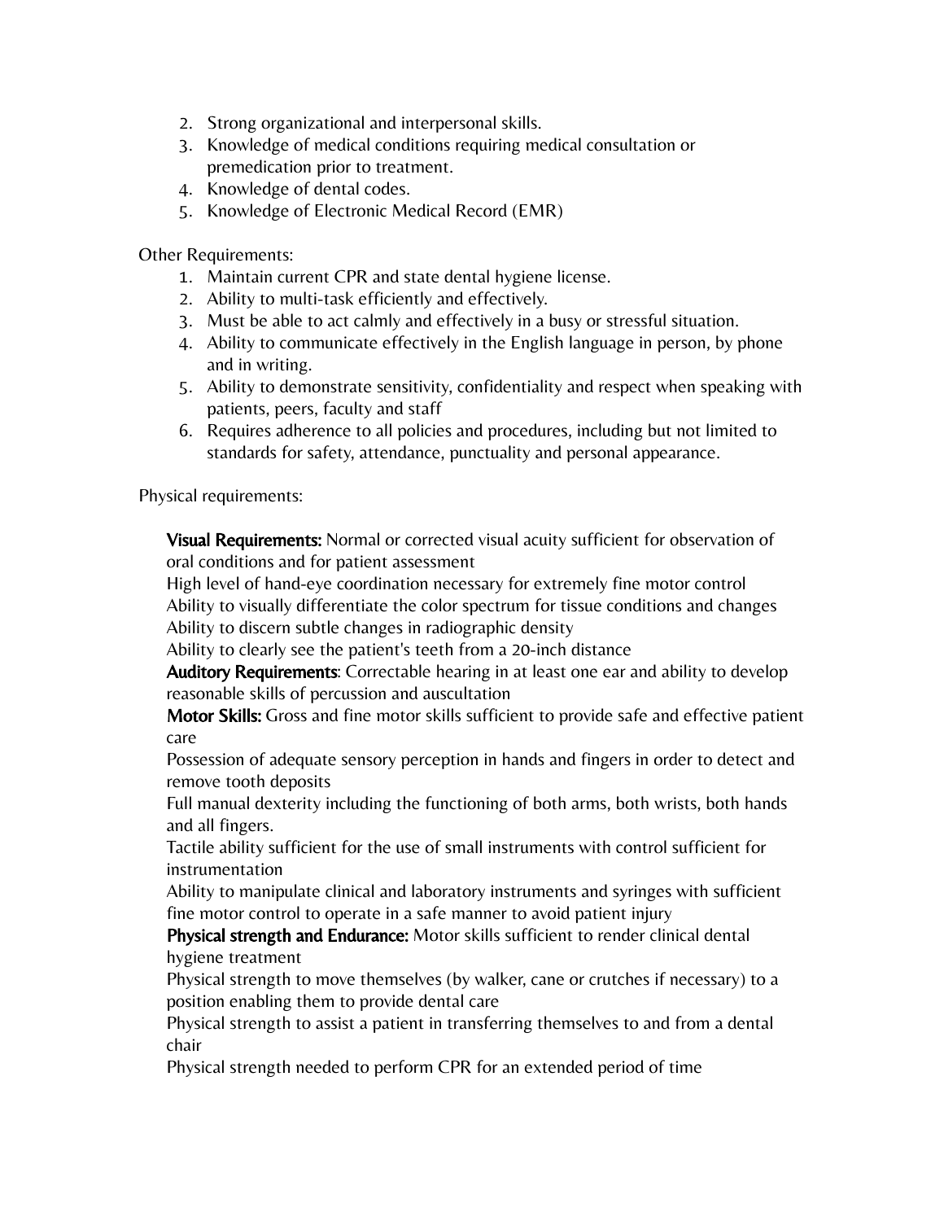2. Strong organizational and interpersonal skills.
3. Knowledge of medical conditions requiring medical consultation or premedication prior to treatment.
4. Knowledge of dental codes.
5. Knowledge of Electronic Medical Record (EMR)

Other Requirements:

1. Maintain current CPR and state dental hygiene license.
2. Ability to multi-task efficiently and effectively.
3. Must be able to act calmly and effectively in a busy or stressful situation.
4. Ability to communicate effectively in the English language in person, by phone and in writing.
5. Ability to demonstrate sensitivity, confidentiality and respect when speaking with patients, peers, faculty and staff
6. Requires adherence to all policies and procedures, including but not limited to standards for safety, attendance, punctuality and personal appearance.

Physical requirements:

**Visual Requirements:** Normal or corrected visual acuity sufficient for observation of oral conditions and for patient assessment
High level of hand-eye coordination necessary for extremely fine motor control
Ability to visually differentiate the color spectrum for tissue conditions and changes
Ability to discern subtle changes in radiographic density
Ability to clearly see the patient's teeth from a 20-inch distance
**Auditory Requirements**: Correctable hearing in at least one ear and ability to develop reasonable skills of percussion and auscultation
**Motor Skills:** Gross and fine motor skills sufficient to provide safe and effective patient care
Possession of adequate sensory perception in hands and fingers in order to detect and remove tooth deposits
Full manual dexterity including the functioning of both arms, both wrists, both hands and all fingers.
Tactile ability sufficient for the use of small instruments with control sufficient for instrumentation
Ability to manipulate clinical and laboratory instruments and syringes with sufficient fine motor control to operate in a safe manner to avoid patient injury
**Physical strength and Endurance:** Motor skills sufficient to render clinical dental hygiene treatment
Physical strength to move themselves (by walker, cane or crutches if necessary) to a position enabling them to provide dental care
Physical strength to assist a patient in transferring themselves to and from a dental chair
Physical strength needed to perform CPR for an extended period of time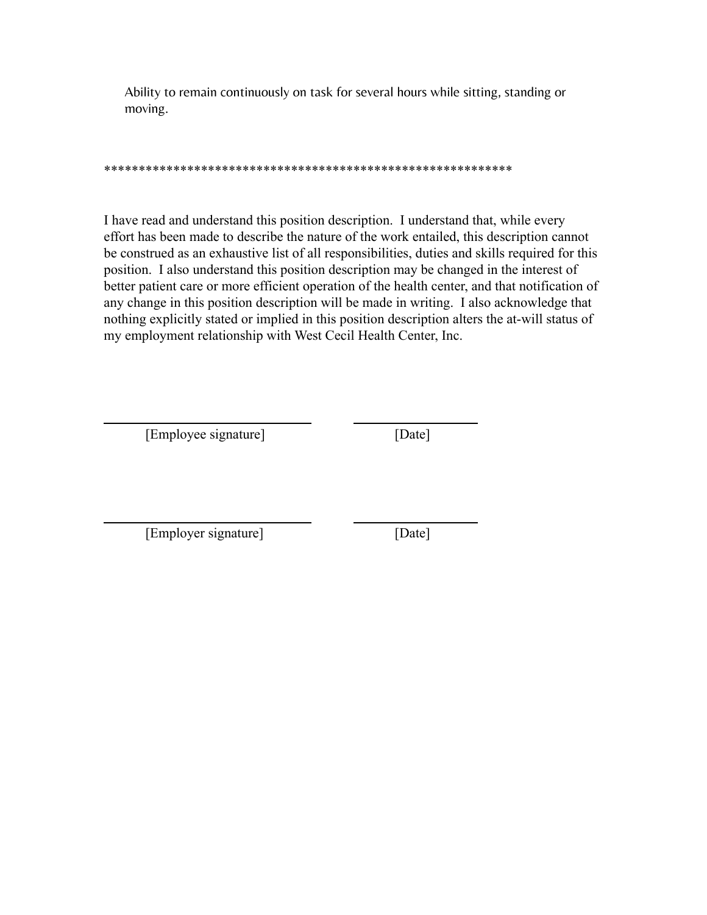Ability to remain continuously on task for several hours while sitting, standing or moving.

************************************************************

I have read and understand this position description. I understand that, while every effort has been made to describe the nature of the work entailed, this description cannot be construed as an exhaustive list of all responsibilities, duties and skills required for this position. I also understand this position description may be changed in the interest of better patient care or more efficient operation of the health center, and that notification of any change in this position description will be made in writing. I also acknowledge that nothing explicitly stated or implied in this position description alters the at-will status of my employment relationship with West Cecil Health Center, Inc.

______________________________ ________________

[Employee signature] [Date]

______________________________ ________________

[Employer signature] [Date]